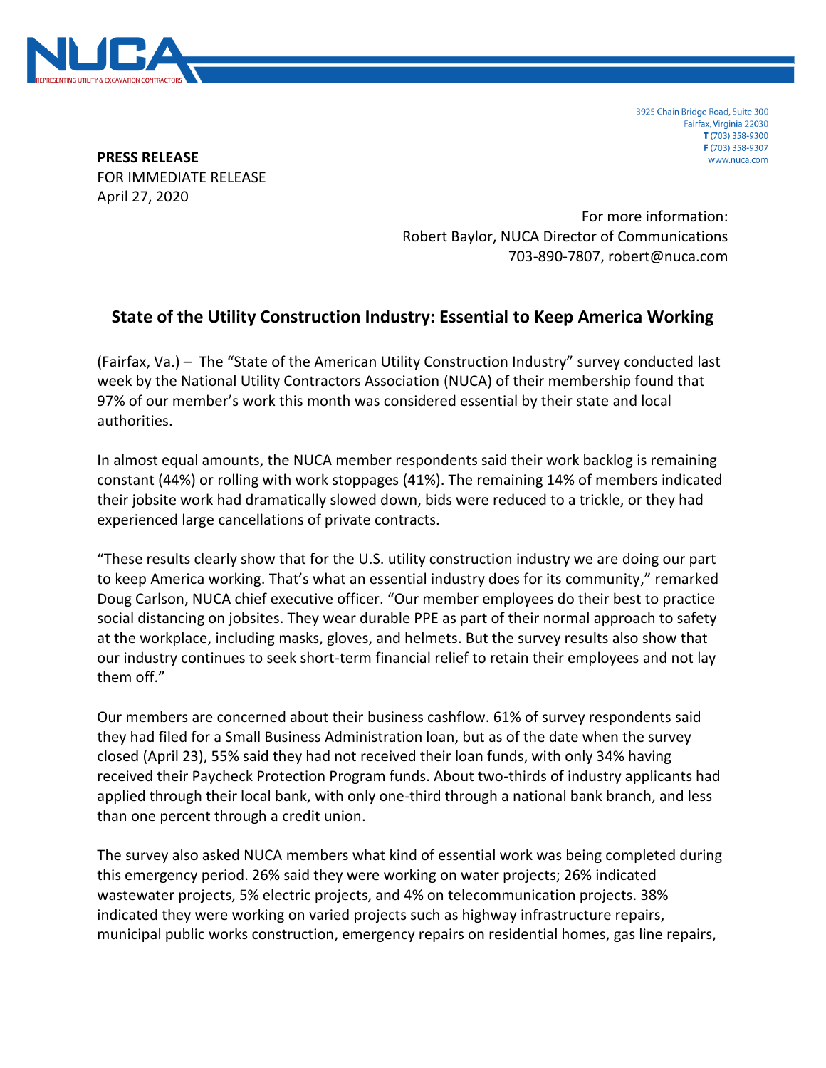3925 Chain Bridge Road, Suite 300
Fairfax, Virginia 22030
T (703) 358-9300
F (703) 358-9307
www.nuca.com

**PRESS RELEASE**
FOR IMMEDIATE RELEASE
April 27, 2020

For more information:
Robert Baylor, NUCA Director of Communications
703-890-7807, robert@nuca.com

## State of the Utility Construction Industry: Essential to Keep America Working

(Fairfax, Va.) – The "State of the American Utility Construction Industry" survey conducted last week by the National Utility Contractors Association (NUCA) of their membership found that 97% of our member's work this month was considered essential by their state and local authorities.

In almost equal amounts, the NUCA member respondents said their work backlog is remaining constant (44%) or rolling with work stoppages (41%). The remaining 14% of members indicated their jobsite work had dramatically slowed down, bids were reduced to a trickle, or they had experienced large cancellations of private contracts.

"These results clearly show that for the U.S. utility construction industry we are doing our part to keep America working. That's what an essential industry does for its community," remarked Doug Carlson, NUCA chief executive officer. "Our member employees do their best to practice social distancing on jobsites. They wear durable PPE as part of their normal approach to safety at the workplace, including masks, gloves, and helmets. But the survey results also show that our industry continues to seek short-term financial relief to retain their employees and not lay them off."

Our members are concerned about their business cashflow. 61% of survey respondents said they had filed for a Small Business Administration loan, but as of the date when the survey closed (April 23), 55% said they had not received their loan funds, with only 34% having received their Paycheck Protection Program funds. About two-thirds of industry applicants had applied through their local bank, with only one-third through a national bank branch, and less than one percent through a credit union.

The survey also asked NUCA members what kind of essential work was being completed during this emergency period. 26% said they were working on water projects; 26% indicated wastewater projects, 5% electric projects, and 4% on telecommunication projects. 38% indicated they were working on varied projects such as highway infrastructure repairs, municipal public works construction, emergency repairs on residential homes, gas line repairs,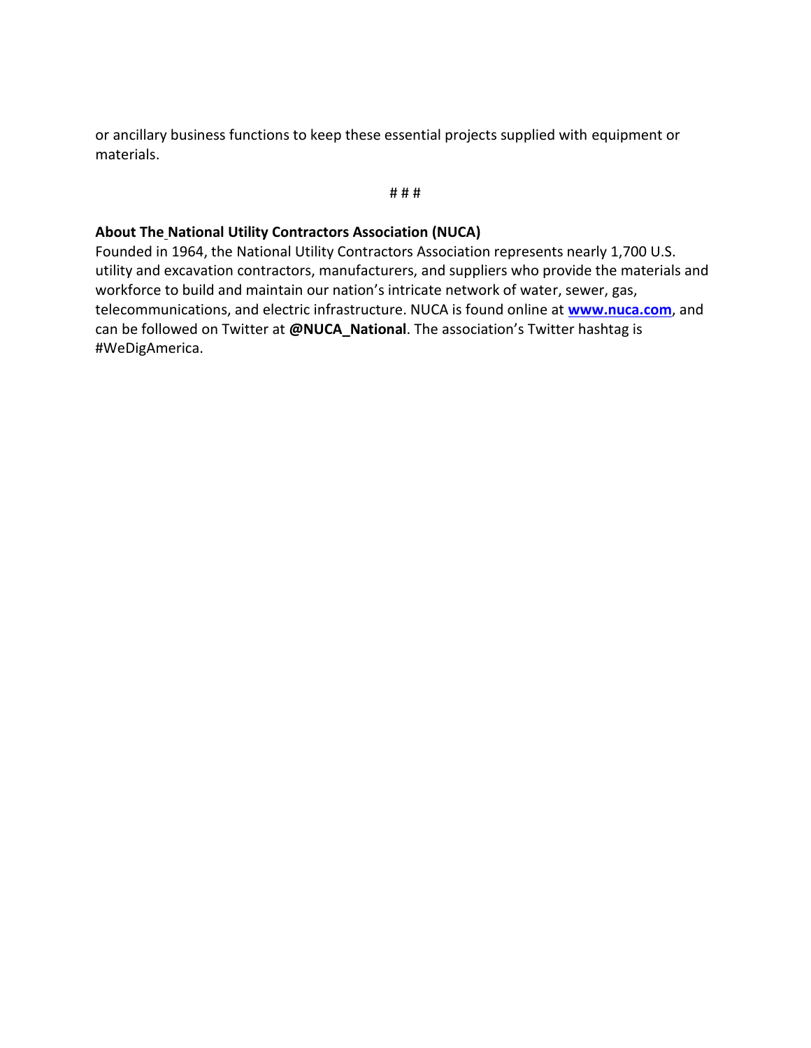or ancillary business functions to keep these essential projects supplied with equipment or materials.

# # #

**About The National Utility Contractors Association (NUCA)**

Founded in 1964, the National Utility Contractors Association represents nearly 1,700 U.S. utility and excavation contractors, manufacturers, and suppliers who provide the materials and workforce to build and maintain our nation's intricate network of water, sewer, gas, telecommunications, and electric infrastructure. NUCA is found online at **www.nuca.com**, and can be followed on Twitter at **@NUCA_National**. The association's Twitter hashtag is #WeDigAmerica.